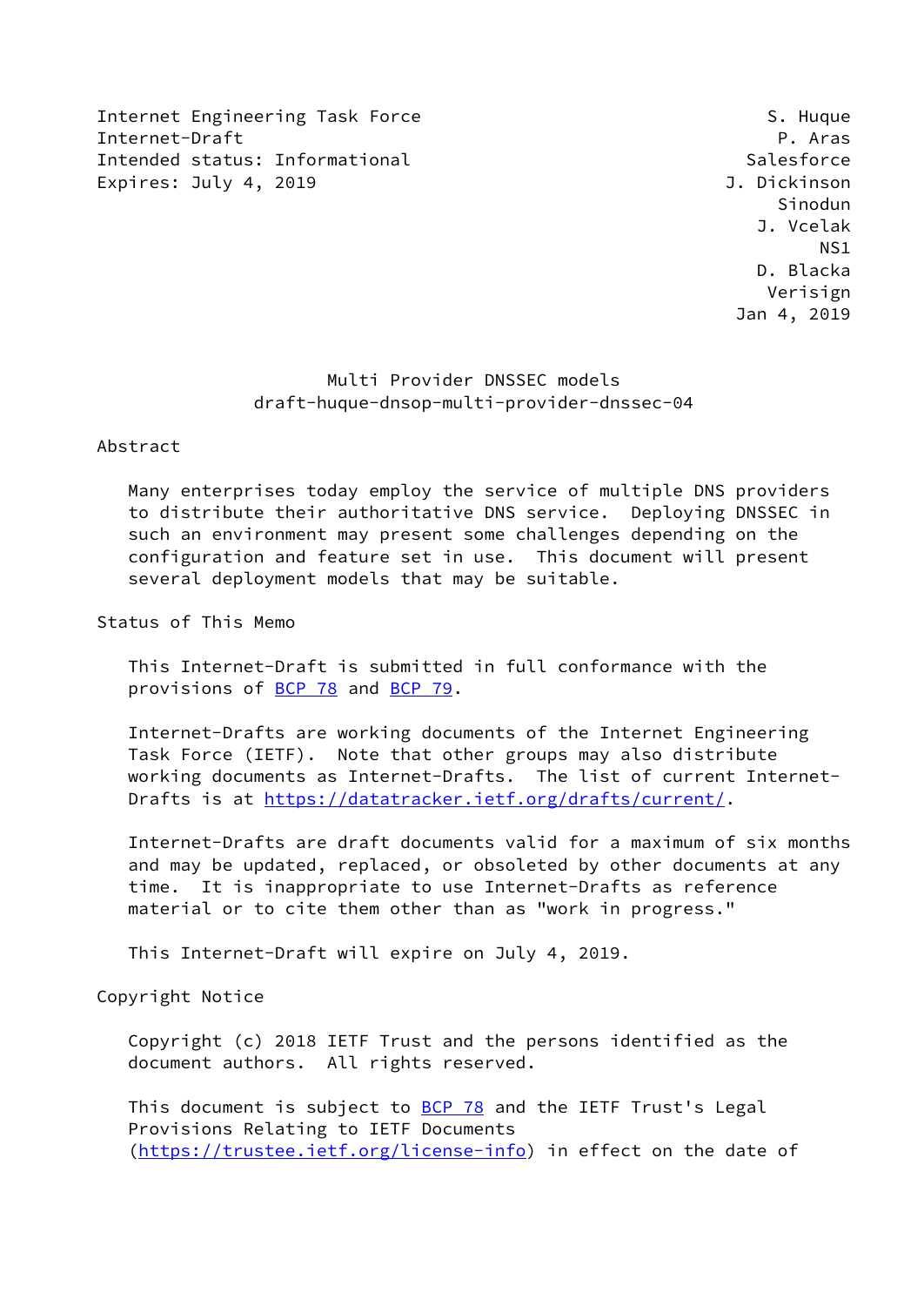Internet Engineering Task Force S. Huque
Internet-Draft P. Aras
Intended status: Informational Salesforce
Expires: July 4, 2019 J. Dickinson
Sinodun
J. Vcelak
NS1
D. Blacka
Verisign
Jan 4, 2019

# Multi Provider DNSSEC models
draft-huque-dnsop-multi-provider-dnssec-04

## Abstract

Many enterprises today employ the service of multiple DNS providers to distribute their authoritative DNS service. Deploying DNSSEC in such an environment may present some challenges depending on the configuration and feature set in use. This document will present several deployment models that may be suitable.

## Status of This Memo

This Internet-Draft is submitted in full conformance with the provisions of BCP 78 and BCP 79.

Internet-Drafts are working documents of the Internet Engineering Task Force (IETF). Note that other groups may also distribute working documents as Internet-Drafts. The list of current Internet-Drafts is at https://datatracker.ietf.org/drafts/current/.

Internet-Drafts are draft documents valid for a maximum of six months and may be updated, replaced, or obsoleted by other documents at any time. It is inappropriate to use Internet-Drafts as reference material or to cite them other than as "work in progress."

This Internet-Draft will expire on July 4, 2019.

## Copyright Notice

Copyright (c) 2018 IETF Trust and the persons identified as the document authors. All rights reserved.

This document is subject to BCP 78 and the IETF Trust's Legal Provisions Relating to IETF Documents (https://trustee.ietf.org/license-info) in effect on the date of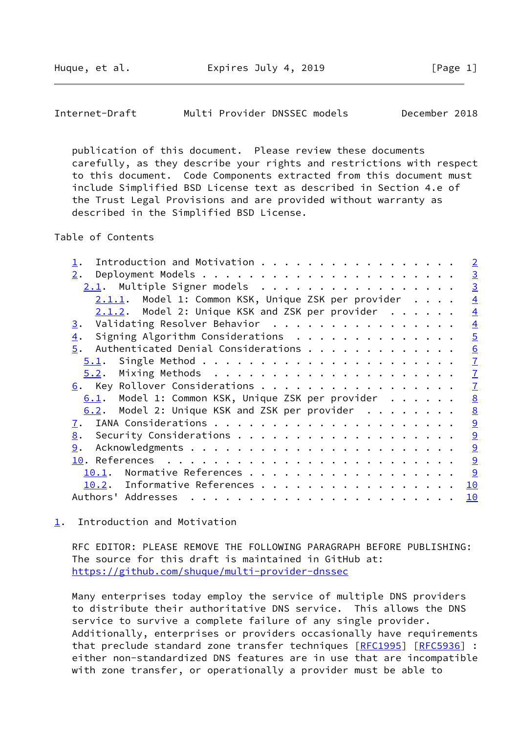publication of this document. Please review these documents carefully, as they describe your rights and restrictions with respect to this document. Code Components extracted from this document must include Simplified BSD License text as described in Section 4.e of the Trust Legal Provisions and are provided without warranty as described in the Simplified BSD License.

Table of Contents

- 1. Introduction and Motivation . . . . . . . . . . . . . . . . . . 2
- 2. Deployment Models . . . . . . . . . . . . . . . . . . . . . . 3
  - 2.1. Multiple Signer models . . . . . . . . . . . . . . . . . 3
    - 2.1.1. Model 1: Common KSK, Unique ZSK per provider . . . . 4
    - 2.1.2. Model 2: Unique KSK and ZSK per provider . . . . . . 4
- 3. Validating Resolver Behavior . . . . . . . . . . . . . . . . . 4
- 4. Signing Algorithm Considerations . . . . . . . . . . . . . . . 5
- 5. Authenticated Denial Considerations . . . . . . . . . . . . . 6
  - 5.1. Single Method . . . . . . . . . . . . . . . . . . . . . . 7
  - 5.2. Mixing Methods . . . . . . . . . . . . . . . . . . . . . 7
- 6. Key Rollover Considerations . . . . . . . . . . . . . . . . . 7
  - 6.1. Model 1: Common KSK, Unique ZSK per provider . . . . . . 8
  - 6.2. Model 2: Unique KSK and ZSK per provider . . . . . . . . 8
- 7. IANA Considerations . . . . . . . . . . . . . . . . . . . . . 9
- 8. Security Considerations . . . . . . . . . . . . . . . . . . . 9
- 9. Acknowledgments . . . . . . . . . . . . . . . . . . . . . . . 9
- 10. References . . . . . . . . . . . . . . . . . . . . . . . . . 9
  - 10.1. Normative References . . . . . . . . . . . . . . . . . . 9
  - 10.2. Informative References . . . . . . . . . . . . . . . . . 10
- Authors' Addresses . . . . . . . . . . . . . . . . . . . . . . . 10

## 1. Introduction and Motivation

RFC EDITOR: PLEASE REMOVE THE FOLLOWING PARAGRAPH BEFORE PUBLISHING: The source for this draft is maintained in GitHub at: https://github.com/shuque/multi-provider-dnssec

Many enterprises today employ the service of multiple DNS providers to distribute their authoritative DNS service. This allows the DNS service to survive a complete failure of any single provider. Additionally, enterprises or providers occasionally have requirements that preclude standard zone transfer techniques [RFC1995] [RFC5936] : either non-standardized DNS features are in use that are incompatible with zone transfer, or operationally a provider must be able to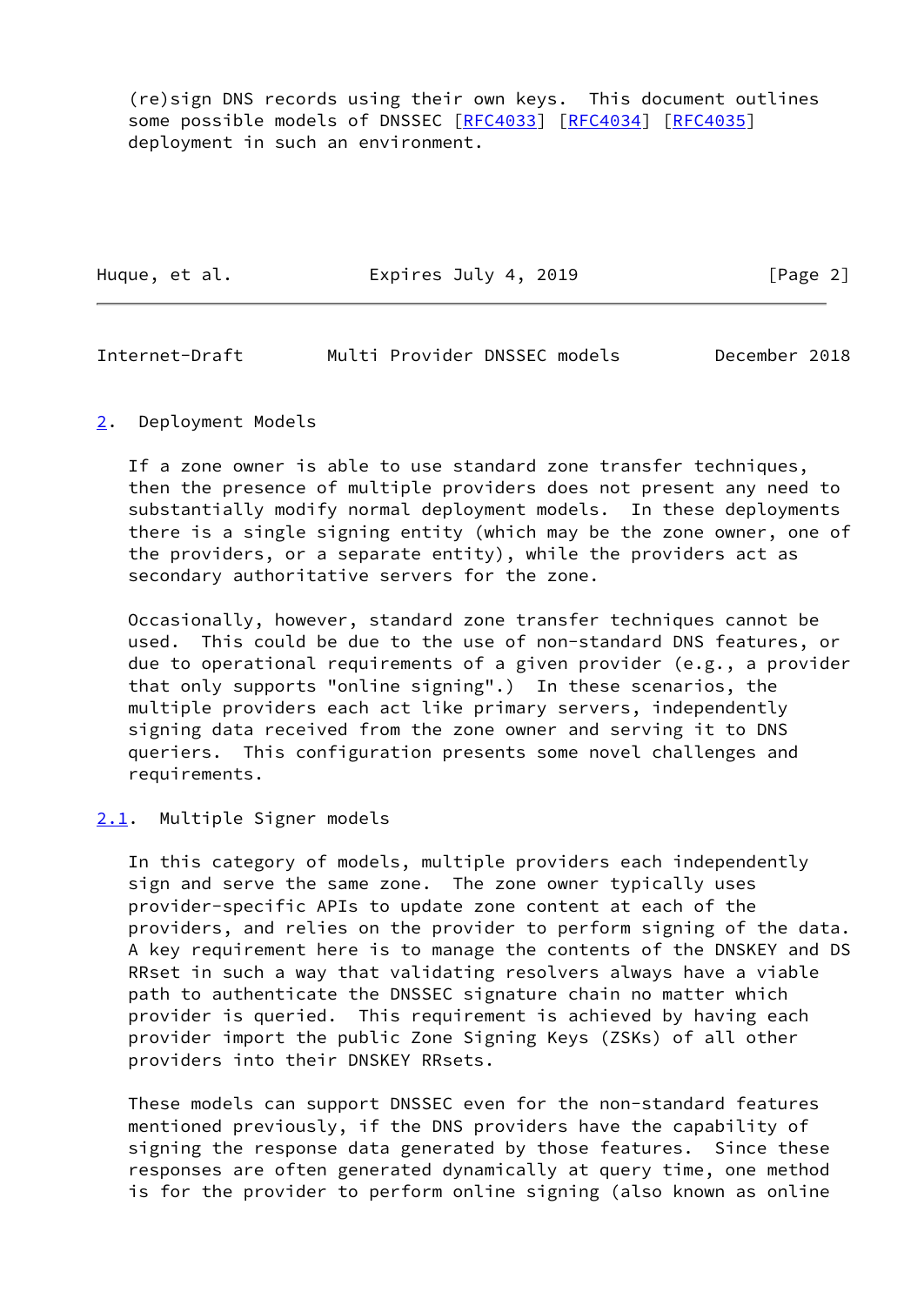(re)sign DNS records using their own keys. This document outlines some possible models of DNSSEC [RFC4033] [RFC4034] [RFC4035] deployment in such an environment.

## 2. Deployment Models

If a zone owner is able to use standard zone transfer techniques, then the presence of multiple providers does not present any need to substantially modify normal deployment models. In these deployments there is a single signing entity (which may be the zone owner, one of the providers, or a separate entity), while the providers act as secondary authoritative servers for the zone.

Occasionally, however, standard zone transfer techniques cannot be used. This could be due to the use of non-standard DNS features, or due to operational requirements of a given provider (e.g., a provider that only supports "online signing".) In these scenarios, the multiple providers each act like primary servers, independently signing data received from the zone owner and serving it to DNS queriers. This configuration presents some novel challenges and requirements.

### 2.1. Multiple Signer models

In this category of models, multiple providers each independently sign and serve the same zone. The zone owner typically uses provider-specific APIs to update zone content at each of the providers, and relies on the provider to perform signing of the data. A key requirement here is to manage the contents of the DNSKEY and DS RRset in such a way that validating resolvers always have a viable path to authenticate the DNSSEC signature chain no matter which provider is queried. This requirement is achieved by having each provider import the public Zone Signing Keys (ZSKs) of all other providers into their DNSKEY RRsets.

These models can support DNSSEC even for the non-standard features mentioned previously, if the DNS providers have the capability of signing the response data generated by those features. Since these responses are often generated dynamically at query time, one method is for the provider to perform online signing (also known as online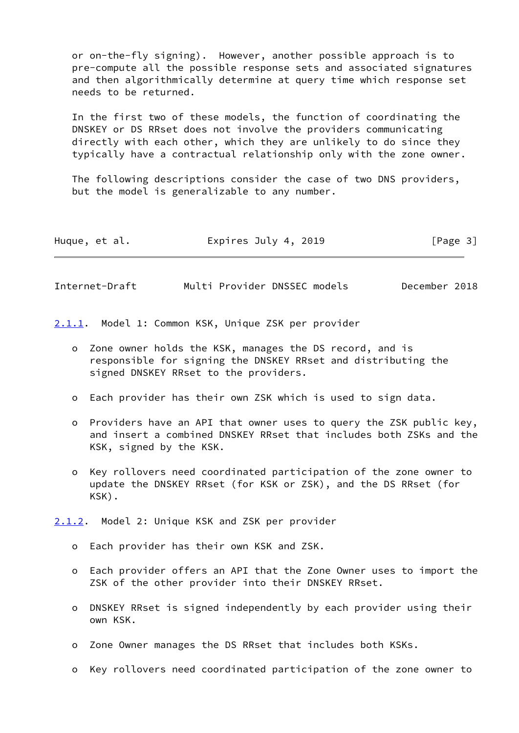or on-the-fly signing). However, another possible approach is to pre-compute all the possible response sets and associated signatures and then algorithmically determine at query time which response set needs to be returned.

In the first two of these models, the function of coordinating the DNSKEY or DS RRset does not involve the providers communicating directly with each other, which they are unlikely to do since they typically have a contractual relationship only with the zone owner.

The following descriptions consider the case of two DNS providers, but the model is generalizable to any number.

#### 2.1.1. Model 1: Common KSK, Unique ZSK per provider

- Zone owner holds the KSK, manages the DS record, and is responsible for signing the DNSKEY RRset and distributing the signed DNSKEY RRset to the providers.
- Each provider has their own ZSK which is used to sign data.
- Providers have an API that owner uses to query the ZSK public key, and insert a combined DNSKEY RRset that includes both ZSKs and the KSK, signed by the KSK.
- Key rollovers need coordinated participation of the zone owner to update the DNSKEY RRset (for KSK or ZSK), and the DS RRset (for KSK).

#### 2.1.2. Model 2: Unique KSK and ZSK per provider

- Each provider has their own KSK and ZSK.
- Each provider offers an API that the Zone Owner uses to import the ZSK of the other provider into their DNSKEY RRset.
- DNSKEY RRset is signed independently by each provider using their own KSK.
- Zone Owner manages the DS RRset that includes both KSKs.
- Key rollovers need coordinated participation of the zone owner to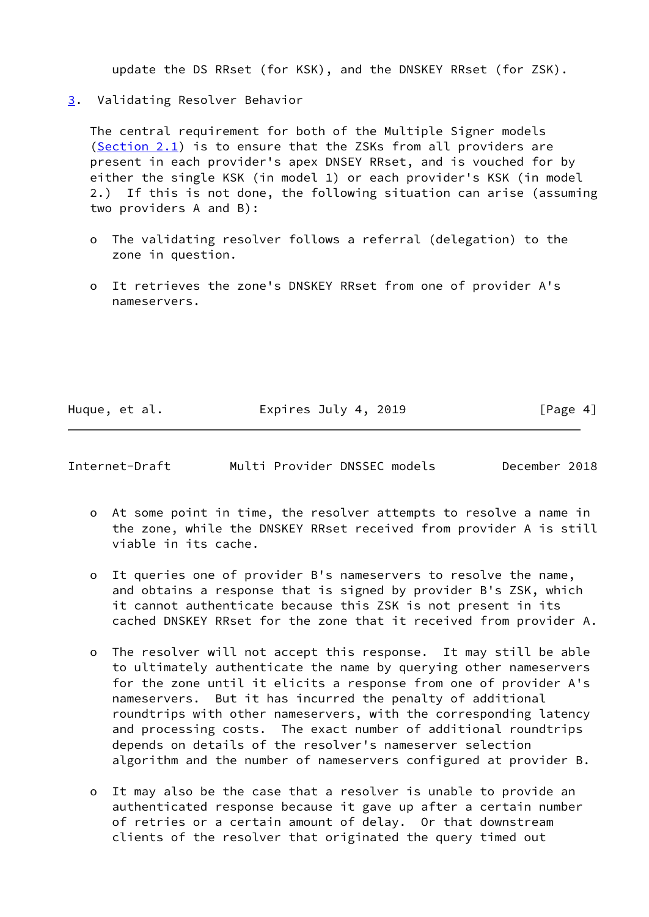update the DS RRset (for KSK), and the DNSKEY RRset (for ZSK).

## 3. Validating Resolver Behavior

The central requirement for both of the Multiple Signer models (Section 2.1) is to ensure that the ZSKs from all providers are present in each provider's apex DNSEY RRset, and is vouched for by either the single KSK (in model 1) or each provider's KSK (in model 2.) If this is not done, the following situation can arise (assuming two providers A and B):

- The validating resolver follows a referral (delegation) to the zone in question.

- It retrieves the zone's DNSKEY RRset from one of provider A's nameservers.

- At some point in time, the resolver attempts to resolve a name in the zone, while the DNSKEY RRset received from provider A is still viable in its cache.

- It queries one of provider B's nameservers to resolve the name, and obtains a response that is signed by provider B's ZSK, which it cannot authenticate because this ZSK is not present in its cached DNSKEY RRset for the zone that it received from provider A.

- The resolver will not accept this response. It may still be able to ultimately authenticate the name by querying other nameservers for the zone until it elicits a response from one of provider A's nameservers. But it has incurred the penalty of additional roundtrips with other nameservers, with the corresponding latency and processing costs. The exact number of additional roundtrips depends on details of the resolver's nameserver selection algorithm and the number of nameservers configured at provider B.

- It may also be the case that a resolver is unable to provide an authenticated response because it gave up after a certain number of retries or a certain amount of delay. Or that downstream clients of the resolver that originated the query timed out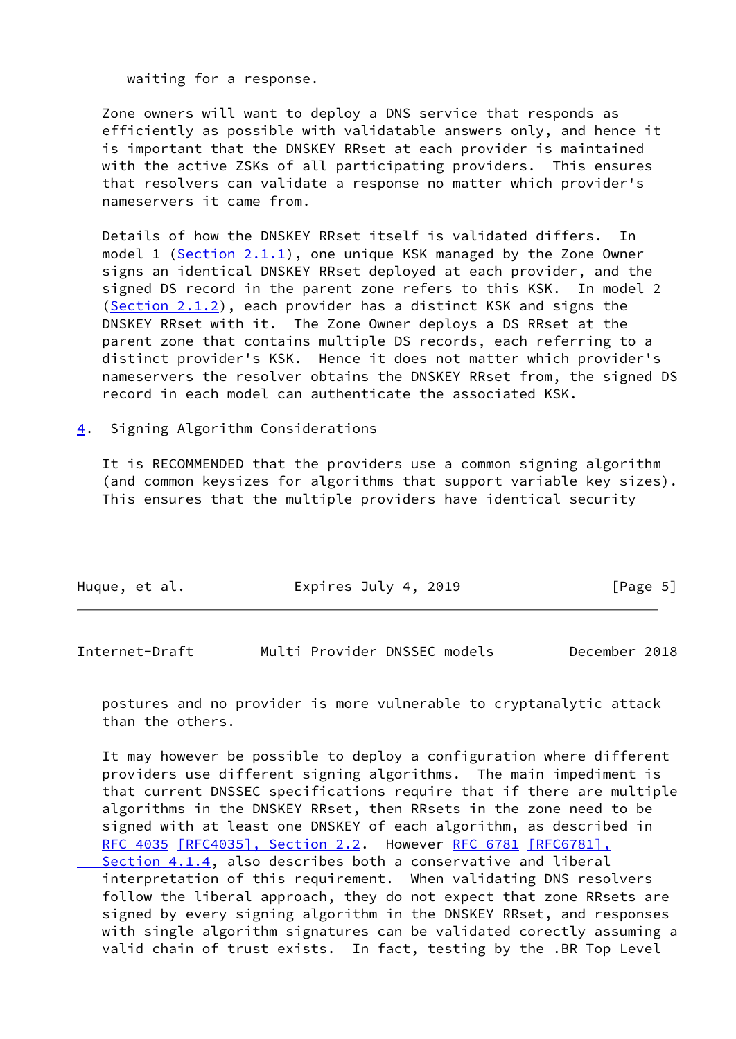waiting for a response.

Zone owners will want to deploy a DNS service that responds as efficiently as possible with validatable answers only, and hence it is important that the DNSKEY RRset at each provider is maintained with the active ZSKs of all participating providers. This ensures that resolvers can validate a response no matter which provider's nameservers it came from.

Details of how the DNSKEY RRset itself is validated differs. In model 1 (Section 2.1.1), one unique KSK managed by the Zone Owner signs an identical DNSKEY RRset deployed at each provider, and the signed DS record in the parent zone refers to this KSK. In model 2 (Section 2.1.2), each provider has a distinct KSK and signs the DNSKEY RRset with it. The Zone Owner deploys a DS RRset at the parent zone that contains multiple DS records, each referring to a distinct provider's KSK. Hence it does not matter which provider's nameservers the resolver obtains the DNSKEY RRset from, the signed DS record in each model can authenticate the associated KSK.

## 4. Signing Algorithm Considerations

It is RECOMMENDED that the providers use a common signing algorithm (and common keysizes for algorithms that support variable key sizes). This ensures that the multiple providers have identical security postures and no provider is more vulnerable to cryptanalytic attack than the others.

It may however be possible to deploy a configuration where different providers use different signing algorithms. The main impediment is that current DNSSEC specifications require that if there are multiple algorithms in the DNSKEY RRset, then RRsets in the zone need to be signed with at least one DNSKEY of each algorithm, as described in RFC 4035 [RFC4035], Section 2.2. However RFC 6781 [RFC6781], Section 4.1.4, also describes both a conservative and liberal interpretation of this requirement. When validating DNS resolvers follow the liberal approach, they do not expect that zone RRsets are signed by every signing algorithm in the DNSKEY RRset, and responses with single algorithm signatures can be validated corectly assuming a valid chain of trust exists. In fact, testing by the .BR Top Level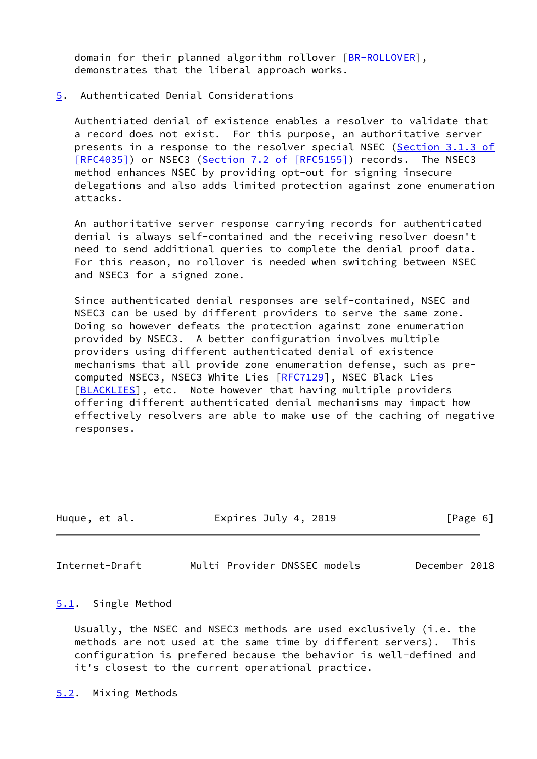domain for their planned algorithm rollover [BR-ROLLOVER], demonstrates that the liberal approach works.

## 5. Authenticated Denial Considerations

Authenticated denial of existence enables a resolver to validate that a record does not exist. For this purpose, an authoritative server presents in a response to the resolver special NSEC (Section 3.1.3 of [RFC4035]) or NSEC3 (Section 7.2 of [RFC5155]) records. The NSEC3 method enhances NSEC by providing opt-out for signing insecure delegations and also adds limited protection against zone enumeration attacks.

An authoritative server response carrying records for authenticated denial is always self-contained and the receiving resolver doesn't need to send additional queries to complete the denial proof data. For this reason, no rollover is needed when switching between NSEC and NSEC3 for a signed zone.

Since authenticated denial responses are self-contained, NSEC and NSEC3 can be used by different providers to serve the same zone. Doing so however defeats the protection against zone enumeration provided by NSEC3. A better configuration involves multiple providers using different authenticated denial of existence mechanisms that all provide zone enumeration defense, such as pre-computed NSEC3, NSEC3 White Lies [RFC7129], NSEC Black Lies [BLACKLIES], etc. Note however that having multiple providers offering different authenticated denial mechanisms may impact how effectively resolvers are able to make use of the caching of negative responses.

### 5.1. Single Method

Usually, the NSEC and NSEC3 methods are used exclusively (i.e. the methods are not used at the same time by different servers). This configuration is prefered because the behavior is well-defined and it's closest to the current operational practice.

### 5.2. Mixing Methods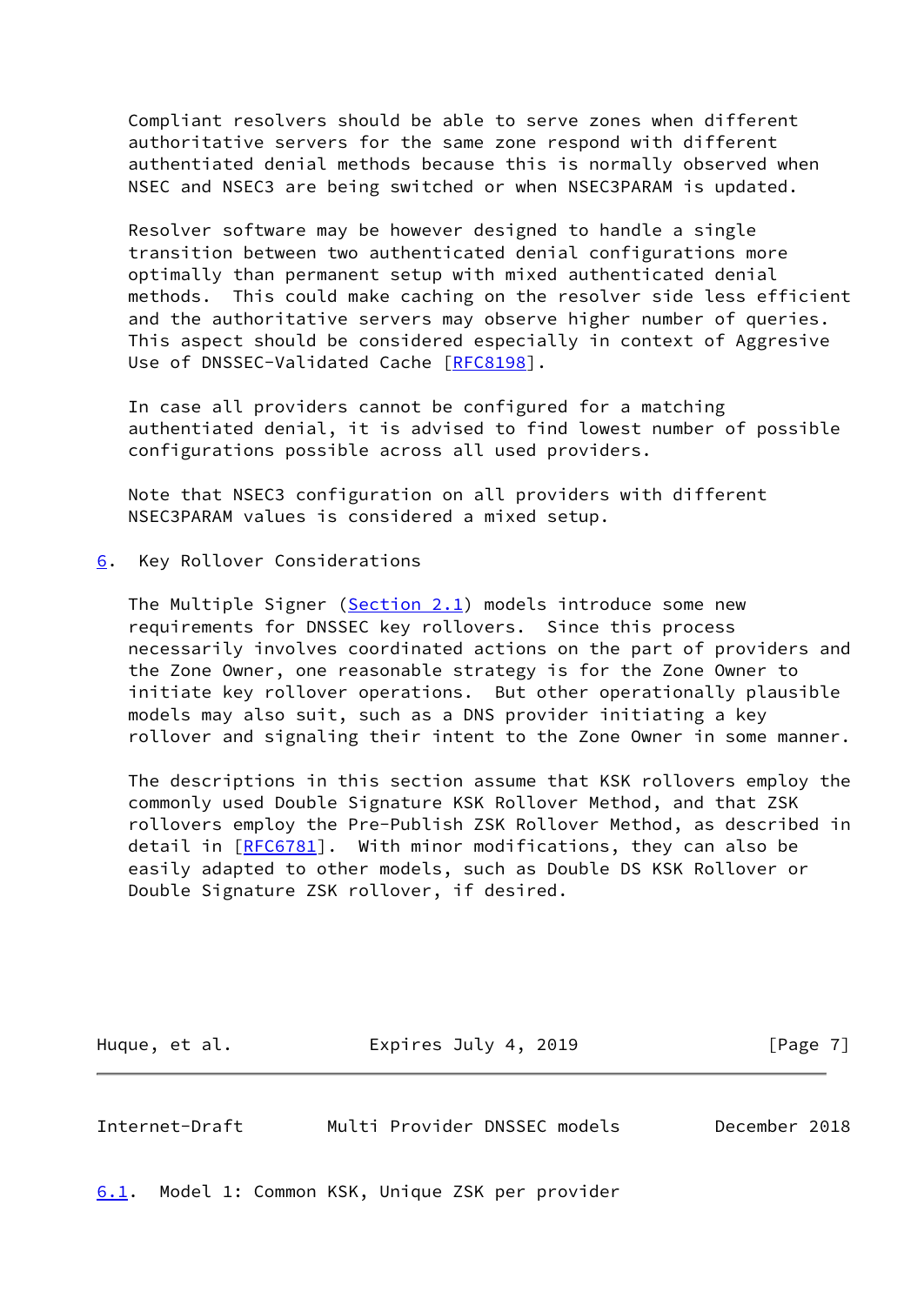Compliant resolvers should be able to serve zones when different authoritative servers for the same zone respond with different authenticated denial methods because this is normally observed when NSEC and NSEC3 are being switched or when NSEC3PARAM is updated.

Resolver software may be however designed to handle a single transition between two authenticated denial configurations more optimally than permanent setup with mixed authenticated denial methods. This could make caching on the resolver side less efficient and the authoritative servers may observe higher number of queries. This aspect should be considered especially in context of Aggresive Use of DNSSEC-Validated Cache [RFC8198].

In case all providers cannot be configured for a matching authenticated denial, it is advised to find lowest number of possible configurations possible across all used providers.

Note that NSEC3 configuration on all providers with different NSEC3PARAM values is considered a mixed setup.

## 6. Key Rollover Considerations

The Multiple Signer (Section 2.1) models introduce some new requirements for DNSSEC key rollovers. Since this process necessarily involves coordinated actions on the part of providers and the Zone Owner, one reasonable strategy is for the Zone Owner to initiate key rollover operations. But other operationally plausible models may also suit, such as a DNS provider initiating a key rollover and signaling their intent to the Zone Owner in some manner.

The descriptions in this section assume that KSK rollovers employ the commonly used Double Signature KSK Rollover Method, and that ZSK rollovers employ the Pre-Publish ZSK Rollover Method, as described in detail in [RFC6781]. With minor modifications, they can also be easily adapted to other models, such as Double DS KSK Rollover or Double Signature ZSK rollover, if desired.

### 6.1. Model 1: Common KSK, Unique ZSK per provider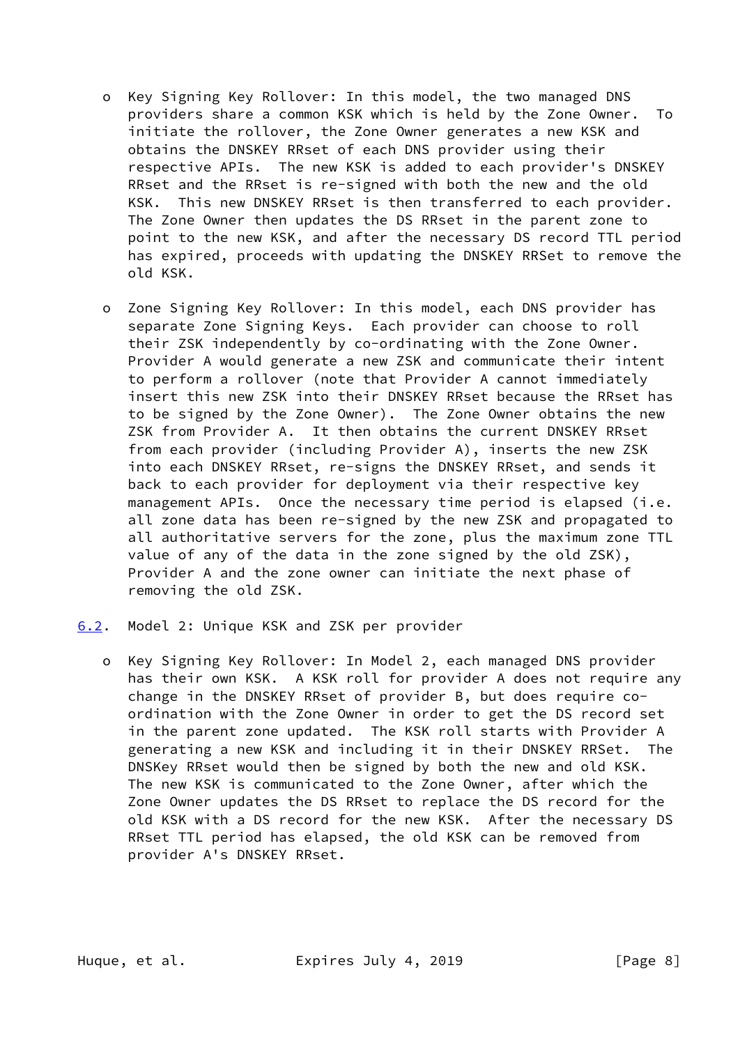- Key Signing Key Rollover: In this model, the two managed DNS providers share a common KSK which is held by the Zone Owner. To initiate the rollover, the Zone Owner generates a new KSK and obtains the DNSKEY RRset of each DNS provider using their respective APIs. The new KSK is added to each provider's DNSKEY RRset and the RRset is re-signed with both the new and the old KSK. This new DNSKEY RRset is then transferred to each provider. The Zone Owner then updates the DS RRset in the parent zone to point to the new KSK, and after the necessary DS record TTL period has expired, proceeds with updating the DNSKEY RRSet to remove the old KSK.

- Zone Signing Key Rollover: In this model, each DNS provider has separate Zone Signing Keys. Each provider can choose to roll their ZSK independently by co-ordinating with the Zone Owner. Provider A would generate a new ZSK and communicate their intent to perform a rollover (note that Provider A cannot immediately insert this new ZSK into their DNSKEY RRset because the RRset has to be signed by the Zone Owner). The Zone Owner obtains the new ZSK from Provider A. It then obtains the current DNSKEY RRset from each provider (including Provider A), inserts the new ZSK into each DNSKEY RRset, re-signs the DNSKEY RRset, and sends it back to each provider for deployment via their respective key management APIs. Once the necessary time period is elapsed (i.e. all zone data has been re-signed by the new ZSK and propagated to all authoritative servers for the zone, plus the maximum zone TTL value of any of the data in the zone signed by the old ZSK), Provider A and the zone owner can initiate the next phase of removing the old ZSK.

### 6.2. Model 2: Unique KSK and ZSK per provider

- Key Signing Key Rollover: In Model 2, each managed DNS provider has their own KSK. A KSK roll for provider A does not require any change in the DNSKEY RRset of provider B, but does require co-ordination with the Zone Owner in order to get the DS record set in the parent zone updated. The KSK roll starts with Provider A generating a new KSK and including it in their DNSKEY RRSet. The DNSKey RRset would then be signed by both the new and old KSK. The new KSK is communicated to the Zone Owner, after which the Zone Owner updates the DS RRset to replace the DS record for the old KSK with a DS record for the new KSK. After the necessary DS RRset TTL period has elapsed, the old KSK can be removed from provider A's DNSKEY RRset.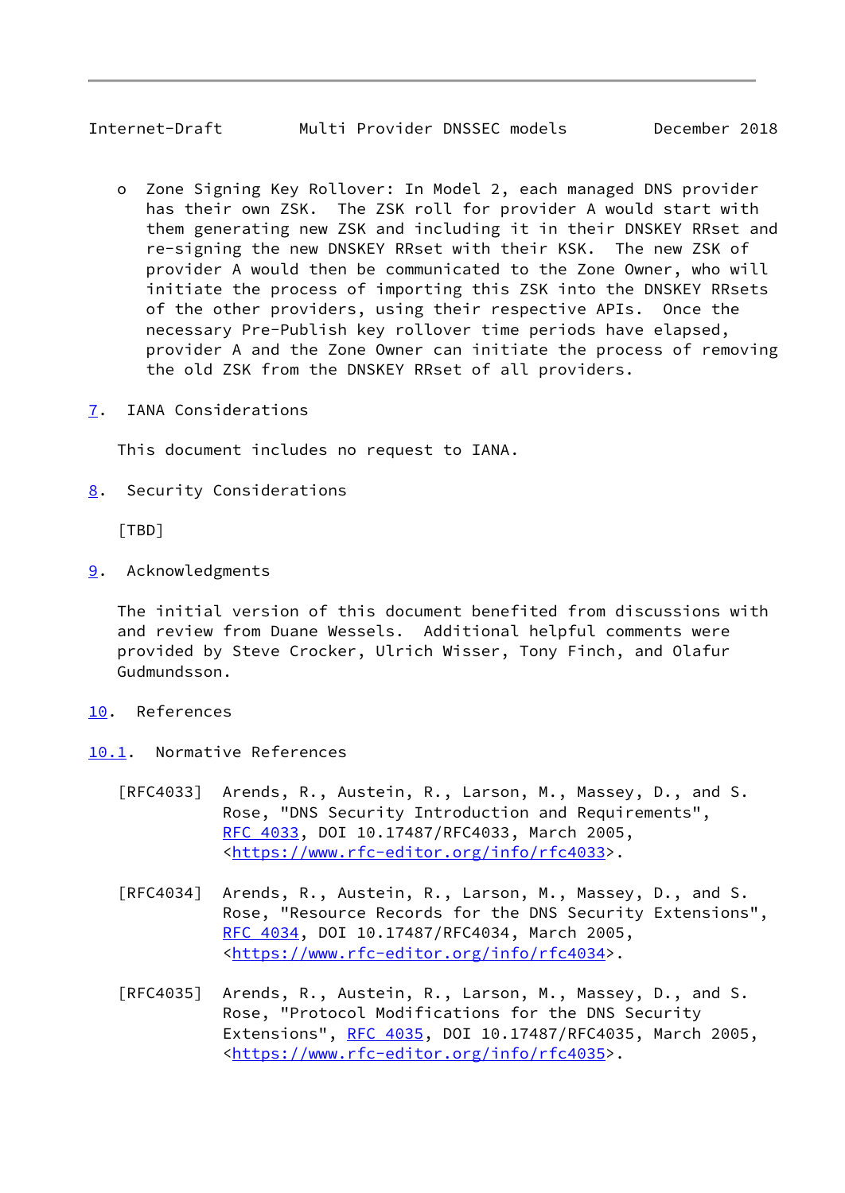- Zone Signing Key Rollover: In Model 2, each managed DNS provider has their own ZSK. The ZSK roll for provider A would start with them generating new ZSK and including it in their DNSKEY RRset and re-signing the new DNSKEY RRset with their KSK. The new ZSK of provider A would then be communicated to the Zone Owner, who will initiate the process of importing this ZSK into the DNSKEY RRsets of the other providers, using their respective APIs. Once the necessary Pre-Publish key rollover time periods have elapsed, provider A and the Zone Owner can initiate the process of removing the old ZSK from the DNSKEY RRset of all providers.

## 7. IANA Considerations

This document includes no request to IANA.

## 8. Security Considerations

[TBD]

## 9. Acknowledgments

The initial version of this document benefited from discussions with and review from Duane Wessels. Additional helpful comments were provided by Steve Crocker, Ulrich Wisser, Tony Finch, and Olafur Gudmundsson.

## 10. References

### 10.1. Normative References

[RFC4033] Arends, R., Austein, R., Larson, M., Massey, D., and S. Rose, "DNS Security Introduction and Requirements", RFC 4033, DOI 10.17487/RFC4033, March 2005, <https://www.rfc-editor.org/info/rfc4033>.

[RFC4034] Arends, R., Austein, R., Larson, M., Massey, D., and S. Rose, "Resource Records for the DNS Security Extensions", RFC 4034, DOI 10.17487/RFC4034, March 2005, <https://www.rfc-editor.org/info/rfc4034>.

[RFC4035] Arends, R., Austein, R., Larson, M., Massey, D., and S. Rose, "Protocol Modifications for the DNS Security Extensions", RFC 4035, DOI 10.17487/RFC4035, March 2005, <https://www.rfc-editor.org/info/rfc4035>.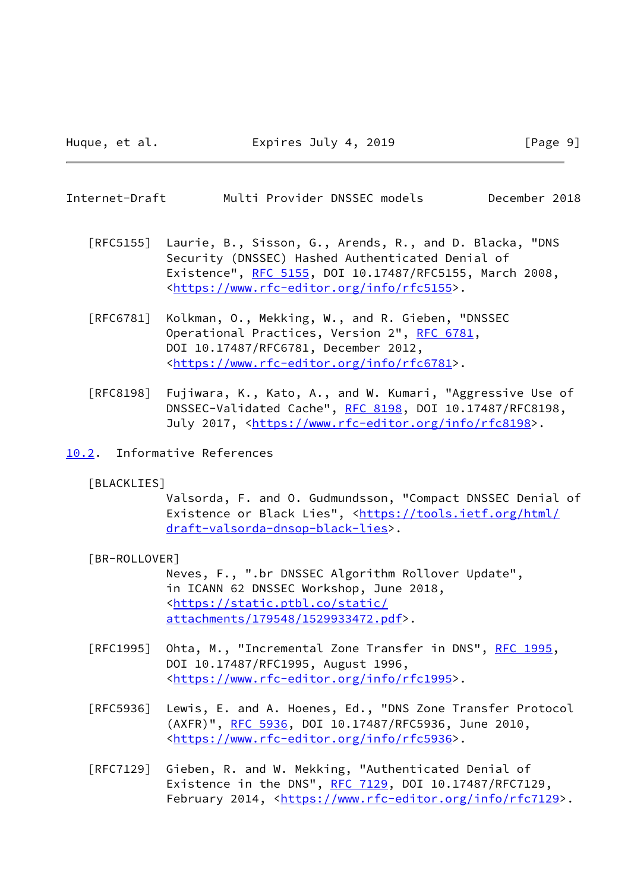[RFC5155] Laurie, B., Sisson, G., Arends, R., and D. Blacka, "DNS Security (DNSSEC) Hashed Authenticated Denial of Existence", RFC 5155, DOI 10.17487/RFC5155, March 2008, <https://www.rfc-editor.org/info/rfc5155>.

[RFC6781] Kolkman, O., Mekking, W., and R. Gieben, "DNSSEC Operational Practices, Version 2", RFC 6781, DOI 10.17487/RFC6781, December 2012, <https://www.rfc-editor.org/info/rfc6781>.

[RFC8198] Fujiwara, K., Kato, A., and W. Kumari, "Aggressive Use of DNSSEC-Validated Cache", RFC 8198, DOI 10.17487/RFC8198, July 2017, <https://www.rfc-editor.org/info/rfc8198>.

## 10.2. Informative References

[BLACKLIES]
Valsorda, F. and O. Gudmundsson, "Compact DNSSEC Denial of Existence or Black Lies", <https://tools.ietf.org/html/draft-valsorda-dnsop-black-lies>.

[BR-ROLLOVER]
Neves, F., ".br DNSSEC Algorithm Rollover Update", in ICANN 62 DNSSEC Workshop, June 2018, <https://static.ptbl.co/static/attachments/179548/1529933472.pdf>.

[RFC1995] Ohta, M., "Incremental Zone Transfer in DNS", RFC 1995, DOI 10.17487/RFC1995, August 1996, <https://www.rfc-editor.org/info/rfc1995>.

[RFC5936] Lewis, E. and A. Hoenes, Ed., "DNS Zone Transfer Protocol (AXFR)", RFC 5936, DOI 10.17487/RFC5936, June 2010, <https://www.rfc-editor.org/info/rfc5936>.

[RFC7129] Gieben, R. and W. Mekking, "Authenticated Denial of Existence in the DNS", RFC 7129, DOI 10.17487/RFC7129, February 2014, <https://www.rfc-editor.org/info/rfc7129>.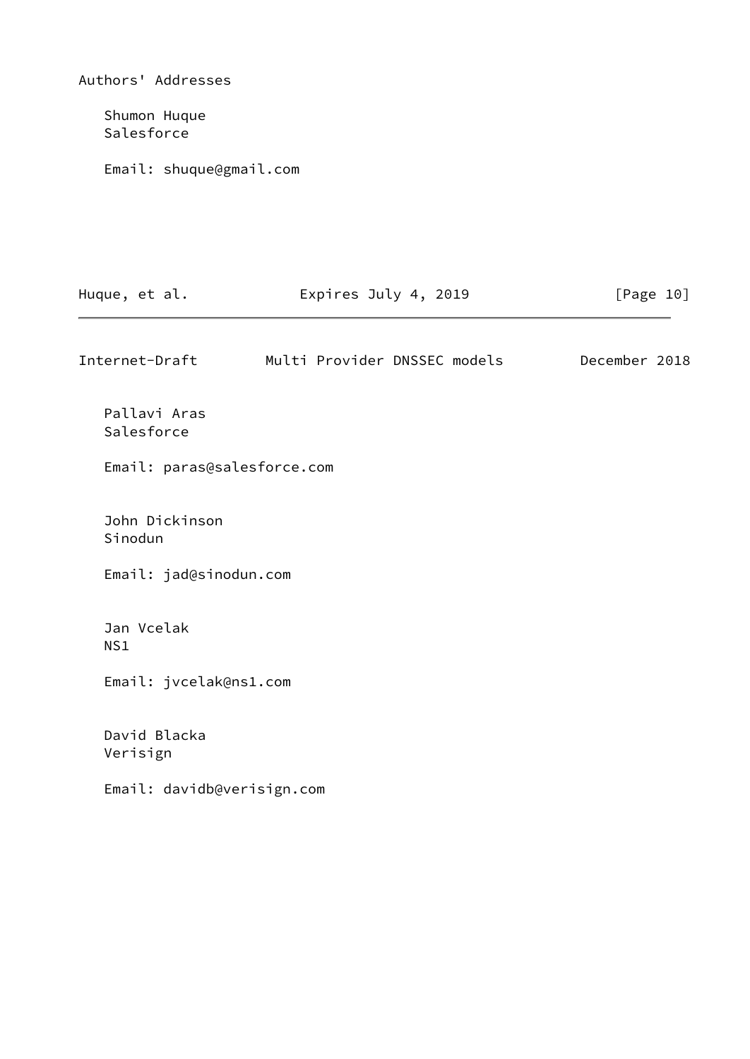## Authors' Addresses

Shumon Huque
Salesforce

Email: shuque@gmail.com

Pallavi Aras
Salesforce

Email: paras@salesforce.com

John Dickinson
Sinodun

Email: jad@sinodun.com

Jan Vcelak
NS1

Email: jvcelak@ns1.com

David Blacka
Verisign

Email: davidb@verisign.com